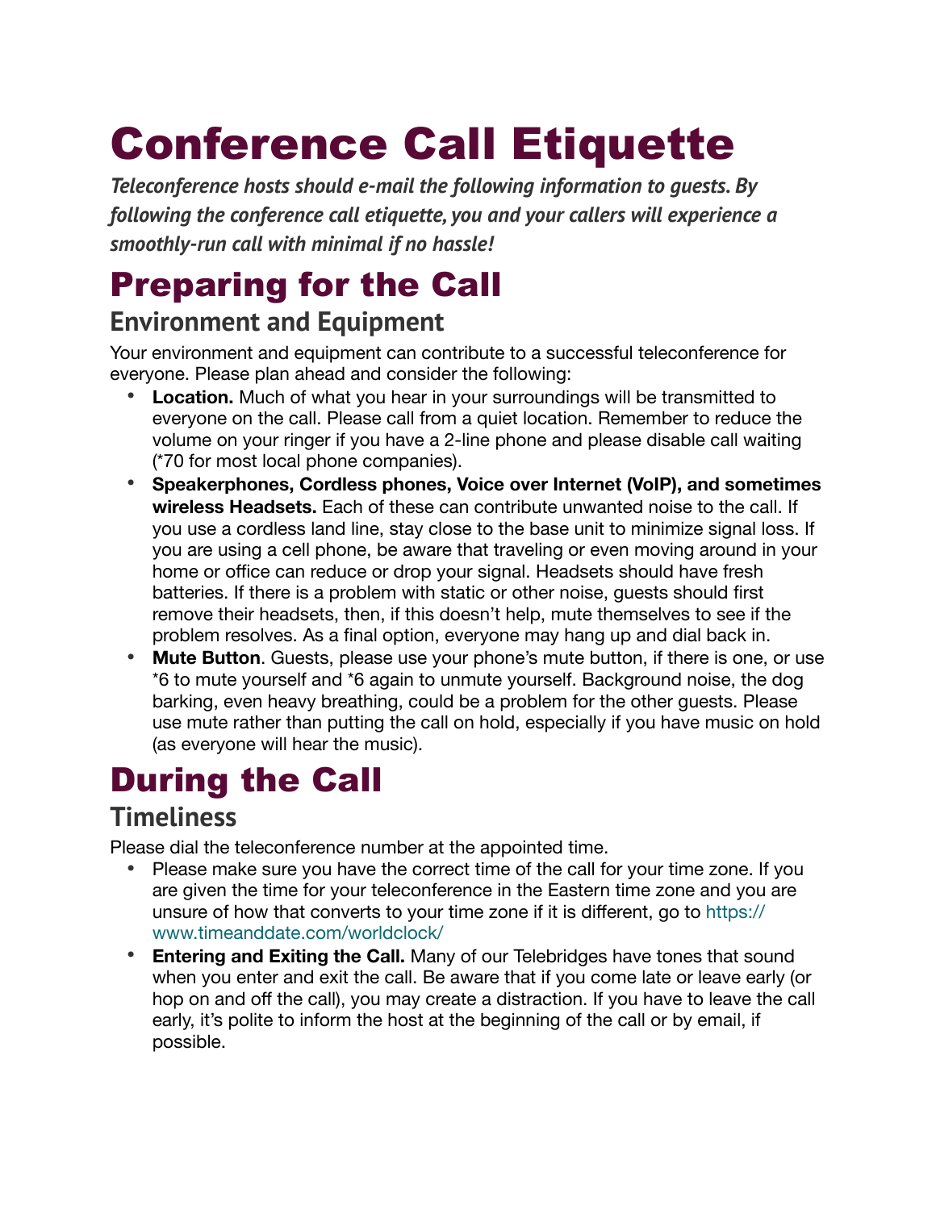# Conference Call Etiquette

***Teleconference hosts should e-mail the following information to guests. By following the conference call etiquette, you and your callers will experience a smoothly-run call with minimal if no hassle!***

## Preparing for the Call

### Environment and Equipment

Your environment and equipment can contribute to a successful teleconference for everyone. Please plan ahead and consider the following:

- **Location.** Much of what you hear in your surroundings will be transmitted to everyone on the call. Please call from a quiet location. Remember to reduce the volume on your ringer if you have a 2-line phone and please disable call waiting (*70 for most local phone companies).
- **Speakerphones, Cordless phones, Voice over Internet (VoIP), and sometimes wireless Headsets.** Each of these can contribute unwanted noise to the call. If you use a cordless land line, stay close to the base unit to minimize signal loss. If you are using a cell phone, be aware that traveling or even moving around in your home or office can reduce or drop your signal. Headsets should have fresh batteries. If there is a problem with static or other noise, guests should first remove their headsets, then, if this doesn't help, mute themselves to see if the problem resolves. As a final option, everyone may hang up and dial back in.
- **Mute Button**. Guests, please use your phone's mute button, if there is one, or use *6 to mute yourself and *6 again to unmute yourself. Background noise, the dog barking, even heavy breathing, could be a problem for the other guests. Please use mute rather than putting the call on hold, especially if you have music on hold (as everyone will hear the music).

## During the Call

### Timeliness

Please dial the teleconference number at the appointed time.

- Please make sure you have the correct time of the call for your time zone. If you are given the time for your teleconference in the Eastern time zone and you are unsure of how that converts to your time zone if it is different, go to https://www.timeanddate.com/worldclock/
- **Entering and Exiting the Call.** Many of our Telebridges have tones that sound when you enter and exit the call. Be aware that if you come late or leave early (or hop on and off the call), you may create a distraction. If you have to leave the call early, it's polite to inform the host at the beginning of the call or by email, if possible.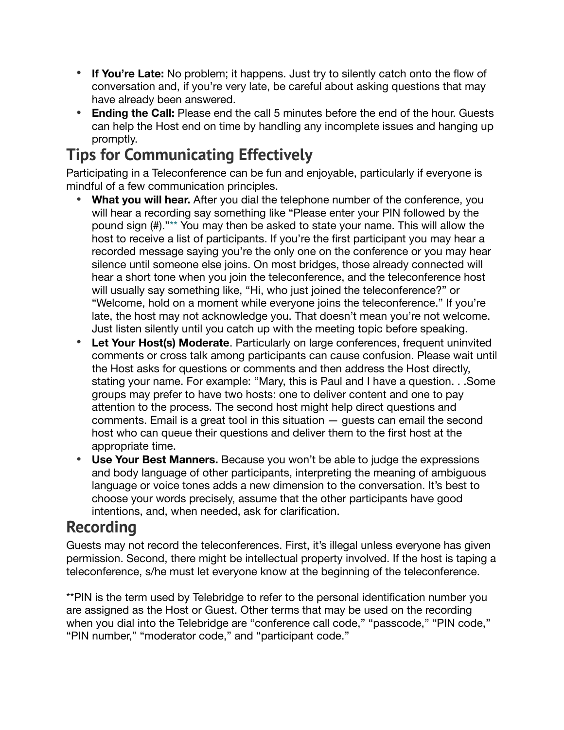- **If You're Late:** No problem; it happens. Just try to silently catch onto the flow of conversation and, if you're very late, be careful about asking questions that may have already been answered.
- **Ending the Call:** Please end the call 5 minutes before the end of the hour. Guests can help the Host end on time by handling any incomplete issues and hanging up promptly.

## Tips for Communicating Effectively

Participating in a Teleconference can be fun and enjoyable, particularly if everyone is mindful of a few communication principles.

- **What you will hear.** After you dial the telephone number of the conference, you will hear a recording say something like "Please enter your PIN followed by the pound sign (#)."** You may then be asked to state your name. This will allow the host to receive a list of participants. If you're the first participant you may hear a recorded message saying you're the only one on the conference or you may hear silence until someone else joins. On most bridges, those already connected will hear a short tone when you join the teleconference, and the teleconference host will usually say something like, "Hi, who just joined the teleconference?" or "Welcome, hold on a moment while everyone joins the teleconference." If you're late, the host may not acknowledge you. That doesn't mean you're not welcome. Just listen silently until you catch up with the meeting topic before speaking.
- **Let Your Host(s) Moderate**. Particularly on large conferences, frequent uninvited comments or cross talk among participants can cause confusion. Please wait until the Host asks for questions or comments and then address the Host directly, stating your name. For example: "Mary, this is Paul and I have a question. . .Some groups may prefer to have two hosts: one to deliver content and one to pay attention to the process. The second host might help direct questions and comments. Email is a great tool in this situation — guests can email the second host who can queue their questions and deliver them to the first host at the appropriate time.
- **Use Your Best Manners.** Because you won't be able to judge the expressions and body language of other participants, interpreting the meaning of ambiguous language or voice tones adds a new dimension to the conversation. It's best to choose your words precisely, assume that the other participants have good intentions, and, when needed, ask for clarification.

## Recording

Guests may not record the teleconferences. First, it's illegal unless everyone has given permission. Second, there might be intellectual property involved. If the host is taping a teleconference, s/he must let everyone know at the beginning of the teleconference.

**PIN is the term used by Telebridge to refer to the personal identification number you are assigned as the Host or Guest. Other terms that may be used on the recording when you dial into the Telebridge are "conference call code," "passcode," "PIN code," "PIN number," "moderator code," and "participant code."